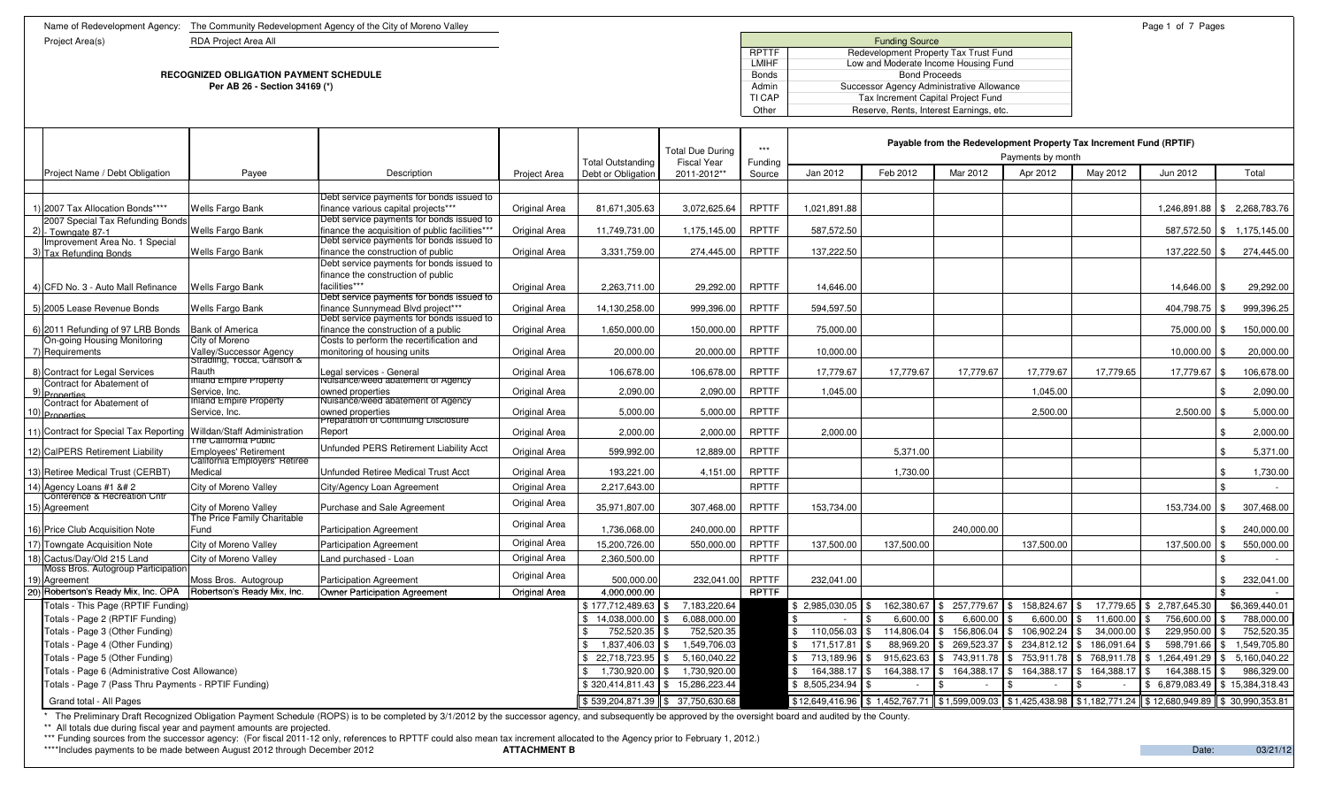Name of Redevelopment Agency: The Community Redevelopment Agency of the City of Moreno Valley

Project Area(s): RDA Project Area All

**RECOGNIZED OBLIGATION PAYMENT SCHEDULE**
**Per AB 26 - Section 34169 (\*)**

| | Funding Source |
|---|---|
| RPTTF | Redevelopment Property Tax Trust Fund |
| LMIHF | Low and Moderate Income Housing Fund |
| Bonds | Bond Proceeds |
| Admin | Successor Agency Administrative Allowance |
| TI CAP | Tax Increment Capital Project Fund |
| Other | Reserve, Rents, Interest Earnings, etc. |

| | Project Name / Debt Obligation | Payee | Description | Project Area | Total Outstanding Debt or Obligation | Total Due During Fiscal Year 2011-2012** | *** Funding Source | Payable from the Redevelopment Property Tax Increment Fund (RPTIF) Payments by month Jan 2012 | Feb 2012 | Mar 2012 | Apr 2012 | May 2012 | Jun 2012 | Total |
|---|---|---|---|---|---|---|---|---|---|---|---|---|---|---|
| 1) | 2007 Tax Allocation Bonds**** | Wells Fargo Bank | Debt service payments for bonds issued to finance various capital projects*** | Original Area | 81,671,305.63 | 3,072,625.64 | RPTTF | 1,021,891.88 | | | | | 1,246,891.88 | $ 2,268,783.76 |
| 2) | 2007 Special Tax Refunding Bonds - Towngate 87-1 | Wells Fargo Bank | Debt service payments for bonds issued to finance the acquisition of public facilities*** | Original Area | 11,749,731.00 | 1,175,145.00 | RPTTF | 587,572.50 | | | | | 587,572.50 | $ 1,175,145.00 |
| 3) | Improvement Area No. 1 Special Tax Refunding Bonds | Wells Fargo Bank | Debt service payments for bonds issued to finance the construction of public | Original Area | 3,331,759.00 | 274,445.00 | RPTTF | 137,222.50 | | | | | 137,222.50 | $ 274,445.00 |
| 4) | CFD No. 3 - Auto Mall Refinance | Wells Fargo Bank | Debt service payments for bonds issued to finance the construction of public facilities*** | Original Area | 2,263,711.00 | 29,292.00 | RPTTF | 14,646.00 | | | | | 14,646.00 | $ 29,292.00 |
| 5) | 2005 Lease Revenue Bonds | Wells Fargo Bank | Debt service payments for bonds issued to finance Sunnymead Blvd project*** | Original Area | 14,130,258.00 | 999,396.00 | RPTTF | 594,597.50 | | | | | 404,798.75 | $ 999,396.25 |
| 6) | 2011 Refunding of 97 LRB Bonds | Bank of America | Debt service payments for bonds issued to finance the construction of a public | Original Area | 1,650,000.00 | 150,000.00 | RPTTF | 75,000.00 | | | | | 75,000.00 | $ 150,000.00 |
| 7) | On-going Housing Monitoring Requirements | City of Moreno Valley/Successor Agency | Costs to perform the recertification and monitoring of housing units | Original Area | 20,000.00 | 20,000.00 | RPTTF | 10,000.00 | | | | | 10,000.00 | $ 20,000.00 |
| 8) | Contract for Legal Services | Stradling, Yocca, Carlson & Rauth | Legal services - General | Original Area | 106,678.00 | 106,678.00 | RPTTF | 17,779.67 | 17,779.67 | 17,779.67 | 17,779.67 | 17,779.65 | 17,779.67 | $ 106,678.00 |
| 9) | Contract for Abatement of Properties | Inland Empire Property Service, Inc. | Nuisance/weed abatement of Agency owned properties | Original Area | 2,090.00 | 2,090.00 | RPTTF | 1,045.00 | | | 1,045.00 | | | $ 2,090.00 |
| 10) | Contract for Abatement of Properties | Inland Empire Property Service, Inc. | Nuisance/weed abatement of Agency owned properties | Original Area | 5,000.00 | 5,000.00 | RPTTF | | | | 2,500.00 | | 2,500.00 | $ 5,000.00 |
| 11) | Contract for Special Tax Reporting | Willdan/Staff Administration | Preparation of Continuing Disclosure Report | Original Area | 2,000.00 | 2,000.00 | RPTTF | 2,000.00 | | | | | | $ 2,000.00 |
| 12) | CalPERS Retirement Liability | The California Public Employees' Retirement | Unfunded PERS Retirement Liability Acct | Original Area | 599,992.00 | 12,889.00 | RPTTF | | 5,371.00 | | | | | $ 5,371.00 |
| 13) | Retiree Medical Trust (CERBT) | California Employers' Retiree Medical | Unfunded Retiree Medical Trust Acct | Original Area | 193,221.00 | 4,151.00 | RPTTF | | 1,730.00 | | | | | $ 1,730.00 |
| 14) | Agency Loans #1 &# 2 | City of Moreno Valley | City/Agency Loan Agreement | Original Area | 2,217,643.00 | | RPTTF | | | | | | | $ - |
| 15) | Conference & Recreation Cntr Agreement | City of Moreno Valley | Purchase and Sale Agreement | Original Area | 35,971,807.00 | 307,468.00 | RPTTF | 153,734.00 | | | | | 153,734.00 | $ 307,468.00 |
| 16) | Price Club Acquisition Note | The Price Family Charitable Fund | Participation Agreement | Original Area | 1,736,068.00 | 240,000.00 | RPTTF | | | 240,000.00 | | | | $ 240,000.00 |
| 17) | Towngate Acquisition Note | City of Moreno Valley | Participation Agreement | Original Area | 15,200,726.00 | 550,000.00 | RPTTF | 137,500.00 | 137,500.00 | | 137,500.00 | | 137,500.00 | $ 550,000.00 |
| 18) | Cactus/Day/Old 215 Land | City of Moreno Valley | Land purchased - Loan | Original Area | 2,360,500.00 | | RPTTF | | | | | | | $ - |
| 19) | Moss Bros. Autogroup Participation Agreement | Moss Bros. Autogroup | Participation Agreement | Original Area | 500,000.00 | 232,041.00 | RPTTF | 232,041.00 | | | | | | $ 232,041.00 |
| 20) | Robertson's Ready Mix, Inc. OPA | Robertson's Ready Mix, Inc. | Owner Participation Agreement | Original Area | 4,000,000.00 | | RPTTF | | | | | | | $ - |
| | Totals - This Page (RPTIF Funding) | | | | $ 177,712,489.63 | $ 7,183,220.64 | | $ 2,985,030.05 | $ 162,380.67 | $ 257,779.67 | $ 158,824.67 | $ 17,779.65 | $ 2,787,645.30 | $6,369,440.01 |
| | Totals - Page 2 (RPTIF Funding) | | | | $ 14,038,000.00 | $ 6,088,000.00 | | $ - | $ 6,600.00 | $ 6,600.00 | $ 6,600.00 | $ 11,600.00 | $ 756,600.00 | $ 788,000.00 |
| | Totals - Page 3 (Other Funding) | | | | $ 752,520.35 | $ 752,520.35 | | $ 110,056.03 | $ 114,806.04 | $ 156,806.04 | $ 106,902.24 | $ 34,000.00 | $ 229,950.00 | $ 752,520.35 |
| | Totals - Page 4 (Other Funding) | | | | $ 1,837,406.03 | $ 1,549,706.03 | | $ 171,517.81 | $ 88,969.20 | $ 269,523.37 | $ 234,812.12 | $ 186,091.64 | $ 598,791.66 | $ 1,549,705.80 |
| | Totals - Page 5 (Other Funding) | | | | $ 22,718,723.95 | $ 5,160,040.22 | | $ 713,189.96 | $ 915,623.63 | $ 743,911.78 | $ 753,911.78 | $ 768,911.78 | $ 1,264,491.29 | $ 5,160,040.22 |
| | Totals - Page 6 (Administrative Cost Allowance) | | | | $ 1,730,920.00 | $ 1,730,920.00 | | $ 164,388.17 | $ 164,388.17 | $ 164,388.17 | $ 164,388.17 | $ 164,388.17 | $ 164,388.15 | $ 986,329.00 |
| | Totals - Page 7 (Pass Thru Payments - RPTIF Funding) | | | | $ 320,414,811.43 | $ 15,286,223.44 | | $ 8,505,234.94 | $ - | $ - | $ - | $ - | $ 6,879,083.49 | $ 15,384,318.43 |
| | Grand total - All Pages | | | | $ 539,204,871.39 | $ 37,750,630.68 | | $12,649,416.96 | $ 1,452,767.71 | $1,599,009.03 | $1,425,438.98 | $1,182,771.24 | $12,680,949.89 | $ 30,990,353.81 |

\* The Preliminary Draft Recognized Obligation Payment Schedule (ROPS) is to be completed by 3/1/2012 by the successor agency, and subsequently be approved by the oversight board and audited by the County.

** All totals due during fiscal year and payment amounts are projected.

*** Funding sources from the successor agency: (For fiscal 2011-12 only, references to RPTTF could also mean tax increment allocated to the Agency prior to February 1, 2012.)

****Includes payments to be made between August 2012 through December 2012

**ATTACHMENT B**

Date: 03/21/12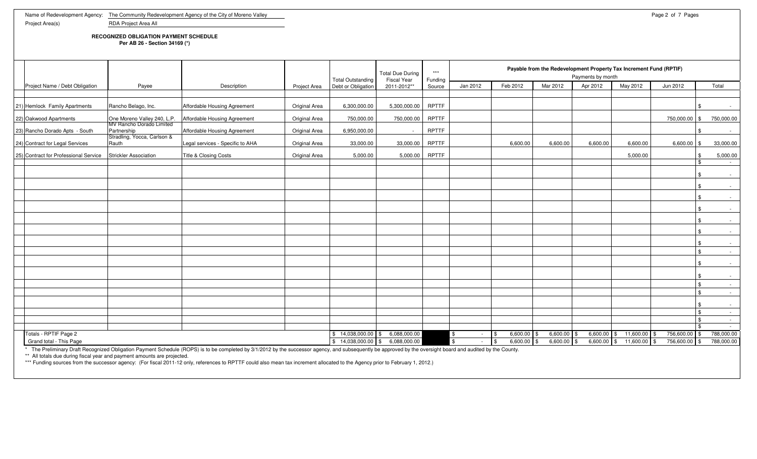Name of Redevelopment Agency: The Community Redevelopment Agency of the City of Moreno Valley

Project Area(s) RDA Project Area All

**RECOGNIZED OBLIGATION PAYMENT SCHEDULE**
**Per AB 26 - Section 34169 (*)**

| | Project Name / Debt Obligation | Payee | Description | Project Area | Total Outstanding Debt or Obligation | Total Due During Fiscal Year 2011-2012** | *** Funding Source | Payable from the Redevelopment Property Tax Increment Fund (RPTIF) Payments by month | | | | | | |
|---|---|---|---|---|---|---|---|---|---|---|---|---|---|---|
| | | | | | | | | Jan 2012 | Feb 2012 | Mar 2012 | Apr 2012 | May 2012 | Jun 2012 | Total |
| 21) | Hemlock Family Apartments | Rancho Belago, Inc. | Affordable Housing Agreement | Original Area | 6,300,000.00 | 5,300,000.00 | RPTTF | | | | | | | $ - |
| 22) | Oakwood Apartments | One Moreno Valley 240, L.P. | Affordable Housing Agreement | Original Area | 750,000.00 | 750,000.00 | RPTTF | | | | | | 750,000.00 | $ 750,000.00 |
| 23) | Rancho Dorado Apts - South | MV Rancho Dorado Limited Partnership | Affordable Housing Agreement | Original Area | 6,950,000.00 | - | RPTTF | | | | | | | $ - |
| 24) | Contract for Legal Services | Stradling, Yocca, Carlson & Rauth | Legal services - Specific to AHA | Original Area | 33,000.00 | 33,000.00 | RPTTF | | 6,600.00 | 6,600.00 | 6,600.00 | 6,600.00 | 6,600.00 | $ 33,000.00 |
| 25) | Contract for Professional Service | Strickler Association | Title & Closing Costs | Original Area | 5,000.00 | 5,000.00 | RPTTF | | | | | 5,000.00 | | $ 5,000.00 |
| | | | | | | | | | | | | | | $ - |
| | | | | | | | | | | | | | | $ - |
| | | | | | | | | | | | | | | $ - |
| | | | | | | | | | | | | | | $ - |
| | | | | | | | | | | | | | | $ - |
| | | | | | | | | | | | | | | $ - |
| | | | | | | | | | | | | | | $ - |
| | | | | | | | | | | | | | | $ - |
| | | | | | | | | | | | | | | $ - |
| | | | | | | | | | | | | | | $ - |
| | | | | | | | | | | | | | | $ - |
| | | | | | | | | | | | | | | $ - |
| | | | | | | | | | | | | | | $ - |
| | | | | | | | | | | | | | | $ - |
| | | | | | | | | | | | | | | $ - |
| | | | | | | | | | | | | | | $ - |
| | Totals - RPTIF Page 2 | | | | $ 14,038,000.00 | $ 6,088,000.00 | | $ - | $ 6,600.00 | $ 6,600.00 | $ 6,600.00 | $ 11,600.00 | $ 756,600.00 | $ 788,000.00 |
| | Grand total - This Page | | | | $ 14,038,000.00 | $ 6,088,000.00 | | $ - | $ 6,600.00 | $ 6,600.00 | $ 6,600.00 | $ 11,600.00 | $ 756,600.00 | $ 788,000.00 |

\* The Preliminary Draft Recognized Obligation Payment Schedule (ROPS) is to be completed by 3/1/2012 by the successor agency, and subsequently be approved by the oversight board and audited by the County.

** All totals due during fiscal year and payment amounts are projected.

*** Funding sources from the successor agency: (For fiscal 2011-12 only, references to RPTTF could also mean tax increment allocated to the Agency prior to February 1, 2012.)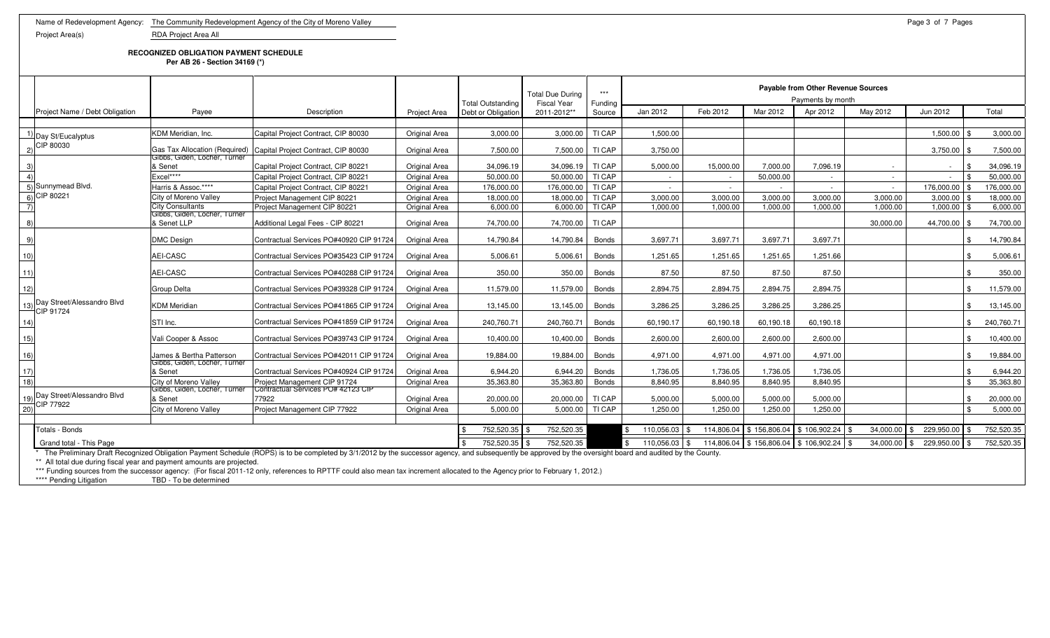Name of Redevelopment Agency: The Community Redevelopment Agency of the City of Moreno Valley

Project Area(s) RDA Project Area All

**RECOGNIZED OBLIGATION PAYMENT SCHEDULE**
**Per AB 26 - Section 34169 (*)**

| | Project Name / Debt Obligation | Payee | Description | Project Area | Total Outstanding Debt or Obligation | Total Due During Fiscal Year 2011-2012** | *** Funding Source | Payable from Other Revenue Sources — Payments by month: Jan 2012 | Feb 2012 | Mar 2012 | Apr 2012 | May 2012 | Jun 2012 | Total |
|---|---|---|---|---|---|---|---|---|---|---|---|---|---|---|
| 1) | Day St/Eucalyptus CIP 80030 | KDM Meridian, Inc. | Capital Project Contract, CIP 80030 | Original Area | 3,000.00 | 3,000.00 | TI CAP | 1,500.00 | | | | | 1,500.00 | $ 3,000.00 |
| 2) | | Gas Tax Allocation (Required) | Capital Project Contract, CIP 80030 | Original Area | 7,500.00 | 7,500.00 | TI CAP | 3,750.00 | | | | | 3,750.00 | $ 7,500.00 |
| 3) | Sunnymead Blvd. CIP 80221 | Gibbs, Giden, Locher, Turner & Senet | Capital Project Contract, CIP 80221 | Original Area | 34,096.19 | 34,096.19 | TI CAP | 5,000.00 | 15,000.00 | 7,000.00 | 7,096.19 | - | - | $ 34,096.19 |
| 4) | | Excel**** | Capital Project Contract, CIP 80221 | Original Area | 50,000.00 | 50,000.00 | TI CAP | - | - | 50,000.00 | - | - | - | $ 50,000.00 |
| 5) | | Harris & Assoc.**** | Capital Project Contract, CIP 80221 | Original Area | 176,000.00 | 176,000.00 | TI CAP | - | - | - | - | - | 176,000.00 | $ 176,000.00 |
| 6) | | City of Moreno Valley | Project Management CIP 80221 | Original Area | 18,000.00 | 18,000.00 | TI CAP | 3,000.00 | 3,000.00 | 3,000.00 | 3,000.00 | 3,000.00 | 3,000.00 | $ 18,000.00 |
| 7) | | City Consultants | Project Management CIP 80221 | Original Area | 6,000.00 | 6,000.00 | TI CAP | 1,000.00 | 1,000.00 | 1,000.00 | 1,000.00 | 1,000.00 | 1,000.00 | $ 6,000.00 |
| 8) | | Gibbs, Giden, Locher, Turner & Senet LLP | Additional Legal Fees - CIP 80221 | Original Area | 74,700.00 | 74,700.00 | TI CAP | | | | | 30,000.00 | 44,700.00 | $ 74,700.00 |
| 9) | Day Street/Alessandro Blvd CIP 91724 | DMC Design | Contractual Services PO#40920 CIP 91724 | Original Area | 14,790.84 | 14,790.84 | Bonds | 3,697.71 | 3,697.71 | 3,697.71 | 3,697.71 | | | $ 14,790.84 |
| 10) | | AEI-CASC | Contractual Services PO#35423 CIP 91724 | Original Area | 5,006.61 | 5,006.61 | Bonds | 1,251.65 | 1,251.65 | 1,251.65 | 1,251.66 | | | $ 5,006.61 |
| 11) | | AEI-CASC | Contractual Services PO#40288 CIP 91724 | Original Area | 350.00 | 350.00 | Bonds | 87.50 | 87.50 | 87.50 | 87.50 | | | $ 350.00 |
| 12) | | Group Delta | Contractual Services PO#39328 CIP 91724 | Original Area | 11,579.00 | 11,579.00 | Bonds | 2,894.75 | 2,894.75 | 2,894.75 | 2,894.75 | | | $ 11,579.00 |
| 13) | | KDM Meridian | Contractual Services PO#41865 CIP 91724 | Original Area | 13,145.00 | 13,145.00 | Bonds | 3,286.25 | 3,286.25 | 3,286.25 | 3,286.25 | | | $ 13,145.00 |
| 14) | | STI Inc. | Contractual Services PO#41859 CIP 91724 | Original Area | 240,760.71 | 240,760.71 | Bonds | 60,190.17 | 60,190.18 | 60,190.18 | 60,190.18 | | | $ 240,760.71 |
| 15) | | Vali Cooper & Assoc | Contractual Services PO#39743 CIP 91724 | Original Area | 10,400.00 | 10,400.00 | Bonds | 2,600.00 | 2,600.00 | 2,600.00 | 2,600.00 | | | $ 10,400.00 |
| 16) | | James & Bertha Patterson | Contractual Services PO#42011 CIP 91724 | Original Area | 19,884.00 | 19,884.00 | Bonds | 4,971.00 | 4,971.00 | 4,971.00 | 4,971.00 | | | $ 19,884.00 |
| 17) | | Gibbs, Giden, Locher, Turner & Senet | Contractual Services PO#40924 CIP 91724 | Original Area | 6,944.20 | 6,944.20 | Bonds | 1,736.05 | 1,736.05 | 1,736.05 | 1,736.05 | | | $ 6,944.20 |
| 18) | | City of Moreno Valley | Project Management CIP 91724 | Original Area | 35,363.80 | 35,363.80 | Bonds | 8,840.95 | 8,840.95 | 8,840.95 | 8,840.95 | | | $ 35,363.80 |
| 19) | Day Street/Alessandro Blvd CIP 77922 | Gibbs, Giden, Locher, Turner & Senet | Contractual Services PO# 42123 CIP 77922 | Original Area | 20,000.00 | 20,000.00 | TI CAP | 5,000.00 | 5,000.00 | 5,000.00 | 5,000.00 | | | $ 20,000.00 |
| 20) | | City of Moreno Valley | Project Management CIP 77922 | Original Area | 5,000.00 | 5,000.00 | TI CAP | 1,250.00 | 1,250.00 | 1,250.00 | 1,250.00 | | | $ 5,000.00 |
| | Totals - Bonds | | | | $ 752,520.35 | $ 752,520.35 | | $ 110,056.03 | $ 114,806.04 | $ 156,806.04 | $ 106,902.24 | $ 34,000.00 | $ 229,950.00 | $ 752,520.35 |
| | Grand total - This Page | | | | $ 752,520.35 | $ 752,520.35 | | $ 110,056.03 | $ 114,806.04 | $ 156,806.04 | $ 106,902.24 | $ 34,000.00 | $ 229,950.00 | $ 752,520.35 |

\* The Preliminary Draft Recognized Obligation Payment Schedule (ROPS) is to be completed by 3/1/2012 by the successor agency, and subsequently be approved by the oversight board and audited by the County.

** All total due during fiscal year and payment amounts are projected.

*** Funding sources from the successor agency: (For fiscal 2011-12 only, references to RPTTF could also mean tax increment allocated to the Agency prior to February 1, 2012.)

**** Pending Litigation TBD - To be determined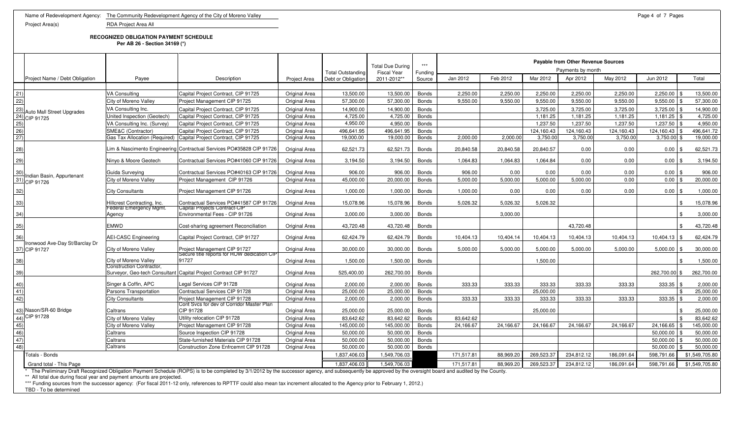Name of Redevelopment Agency: The Community Redevelopment Agency of the City of Moreno Valley

Project Area(s) RDA Project Area All

**RECOGNIZED OBLIGATION PAYMENT SCHEDULE**
**Per AB 26 - Section 34169 (*)**

| | Project Name / Debt Obligation | Payee | Description | Project Area | Total Outstanding Debt or Obligation | Total Due During Fiscal Year 2011-2012** | *** Funding Source | Payable from Other Revenue Sources - Payments by month | | | | | | |
|---|---|---|---|---|---|---|---|---|---|---|---|---|---|---|
| | | | | | | | | Jan 2012 | Feb 2012 | Mar 2012 | Apr 2012 | May 2012 | Jun 2012 | Total |
| 21) | Auto Mall Street Upgrades CIP 91725 | VA Consulting | Capital Project Contract, CIP 91725 | Original Area | 13,500.00 | 13,500.00 | Bonds | 2,250.00 | 2,250.00 | 2,250.00 | 2,250.00 | 2,250.00 | 2,250.00 | $ 13,500.00 |
| 22) | | City of Moreno Valley | Project Management CIP 91725 | Original Area | 57,300.00 | 57,300.00 | Bonds | 9,550.00 | 9,550.00 | 9,550.00 | 9,550.00 | 9,550.00 | 9,550.00 | $ 57,300.00 |
| 23) | | VA Consulting Inc. | Capital Project Contract, CIP 91725 | Original Area | 14,900.00 | 14,900.00 | Bonds | | | 3,725.00 | 3,725.00 | 3,725.00 | 3,725.00 | $ 14,900.00 |
| 24) | | United Inspection (Geotech) | Capital Project Contract, CIP 91725 | Original Area | 4,725.00 | 4,725.00 | Bonds | | | 1,181.25 | 1,181.25 | 1,181.25 | 1,181.25 | $ 4,725.00 |
| 25) | | VA Consulting Inc. (Survey) | Capital Project Contract, CIP 91725 | Original Area | 4,950.00 | 4,950.00 | Bonds | | | 1,237.50 | 1,237.50 | 1,237.50 | 1,237.50 | $ 4,950.00 |
| 26) | | SME&C (Contractor) | Capital Project Contract, CIP 91725 | Original Area | 496,641.95 | 496,641.95 | Bonds | | | 124,160.43 | 124,160.43 | 124,160.43 | 124,160.43 | $ 496,641.72 |
| 27) | | Gas Tax Allocation (Required) | Capital Project Contract, CIP 91725 | Original Area | 19,000.00 | 19,000.00 | Bonds | 2,000.00 | 2,000.00 | 3,750.00 | 3,750.00 | 3,750.00 | 3,750.00 | $ 19,000.00 |
| 28) | Indian Basin, Appurtenant CIP 91726 | Lim & Nascimento Engineering | Contractual Services PO#35828 CIP 91726 | Original Area | 62,521.73 | 62,521.73 | Bonds | 20,840.58 | 20,840.58 | 20,840.57 | 0.00 | 0.00 | 0.00 | $ 62,521.73 |
| 29) | | Ninyo & Moore Geotech | Contractual Services PO#41060 CIP 91726 | Original Area | 3,194.50 | 3,194.50 | Bonds | 1,064.83 | 1,064.83 | 1,064.84 | 0.00 | 0.00 | 0.00 | $ 3,194.50 |
| 30) | | Guida Surveying | Contractual Services PO#40163 CIP 91726 | Original Area | 906.00 | 906.00 | Bonds | 906.00 | 0.00 | 0.00 | 0.00 | 0.00 | 0.00 | $ 906.00 |
| 31) | | City of Moreno Valley | Project Management CIP 91726 | Original Area | 45,000.00 | 20,000.00 | Bonds | 5,000.00 | 5,000.00 | 5,000.00 | 5,000.00 | 0.00 | 0.00 | $ 20,000.00 |
| 32) | | City Consultants | Project Management CIP 91726 | Original Area | 1,000.00 | 1,000.00 | Bonds | 1,000.00 | 0.00 | 0.00 | 0.00 | 0.00 | 0.00 | $ 1,000.00 |
| 33) | | Hillcrest Contracting, Inc. | Contractual Services PO#41587 CIP 91726 | Original Area | 15,078.96 | 15,078.96 | Bonds | 5,026.32 | 5,026.32 | 5,026.32 | | | | $ 15,078.96 |
| 34) | | Federal Emergency Mgmt. Agency | Capital Projects Contract-CIP Environmental Fees - CIP 91726 | Original Area | 3,000.00 | 3,000.00 | Bonds | | 3,000.00 | | | | | $ 3,000.00 |
| 35) | | EMWD | Cost-sharing agreement Reconciliation | Original Area | 43,720.48 | 43,720.48 | Bonds | | | | 43,720.48 | | | $ 43,720.48 |
| 36) | Ironwood Ave-Day St/Barclay Dr CIP 91727 | AEI-CASC Engineering | Capital Project Contract, CIP 91727 | Original Area | 62,424.79 | 62,424.79 | Bonds | 10,404.13 | 10,404.14 | 10,404.13 | 10,404.13 | 10,404.13 | 10,404.13 | $ 62,424.79 |
| 37) | | City of Moreno Valley | Project Management CIP 91727 | Original Area | 30,000.00 | 30,000.00 | Bonds | 5,000.00 | 5,000.00 | 5,000.00 | 5,000.00 | 5,000.00 | 5,000.00 | $ 30,000.00 |
| 38) | | City of Moreno Valley | Secure title reports for ROW dedication CIP 91727 | Original Area | 1,500.00 | 1,500.00 | Bonds | | | 1,500.00 | | | | $ 1,500.00 |
| 39) | | Construction Contractor, Surveyor, Geo-tech Consultant | Capital Project Contract CIP 91727 | Original Area | 525,400.00 | 262,700.00 | Bonds | | | | | | 262,700.00 | $ 262,700.00 |
| 40) | Nason/SR-60 Bridge CIP 91728 | Singer & Coffin, APC | Legal Services CIP 91728 | Original Area | 2,000.00 | 2,000.00 | Bonds | 333.33 | 333.33 | 333.33 | 333.33 | 333.33 | 333.35 | $ 2,000.00 |
| 41) | | Parsons Transportation | Contractual Services CIP 91728 | Original Area | 25,000.00 | 25,000.00 | Bonds | | | 25,000.00 | | | | $ 25,000.00 |
| 42) | | City Consultants | Project Management CIP 91728 | Original Area | 2,000.00 | 2,000.00 | Bonds | 333.33 | 333.33 | 333.33 | 333.33 | 333.33 | 333.35 | $ 2,000.00 |
| 43) | | Caltrans | Cont Svcs for dev of Corridor Master Plan CIP 91728 | Original Area | 25,000.00 | 25,000.00 | Bonds | | | 25,000.00 | | | | $ 25,000.00 |
| 44) | | City of Moreno Valley | Utility relocation CIP 91728 | Original Area | 83,642.62 | 83,642.62 | Bonds | 83,642.62 | | | | | | $ 83,642.62 |
| 45) | | City of Moreno Valley | Project Management CIP 91728 | Original Area | 145,000.00 | 145,000.00 | Bonds | 24,166.67 | 24,166.67 | 24,166.67 | 24,166.67 | 24,166.67 | 24,166.65 | $ 145,000.00 |
| 46) | | Caltrans | Source Inspection CIP 91728 | Original Area | 50,000.00 | 50,000.00 | Bonds | | | | | | 50,000.00 | $ 50,000.00 |
| 47) | | Caltrans | State-furnished Materials CIP 91728 | Original Area | 50,000.00 | 50,000.00 | Bonds | | | | | | 50,000.00 | $ 50,000.00 |
| 48) | | Caltrans | Construction Zone Enfrcemnt CIP 91728 | Original Area | 50,000.00 | 50,000.00 | Bonds | | | | | | 50,000.00 | $ 50,000.00 |
| | Totals - Bonds | | | | 1,837,406.03 | 1,549,706.03 | | 171,517.81 | 88,969.20 | 269,523.37 | 234,812.12 | 186,091.64 | 598,791.66 | $1,549,705.80 |
| | Grand total - This Page | | | | 1,837,406.03 | 1,549,706.03 | | 171,517.81 | 88,969.20 | 269,523.37 | 234,812.12 | 186,091.64 | 598,791.66 | $1,549,705.80 |

\* The Preliminary Draft Recognized Obligation Payment Schedule (ROPS) is to be completed by 3/1/2012 by the successor agency, and subsequently be approved by the oversight board and audited by the County.

** All total due during fiscal year and payment amounts are projected.

*** Funding sources from the successor agency: (For fiscal 2011-12 only, references to RPTTF could also mean tax increment allocated to the Agency prior to February 1, 2012.)

TBD - To be determined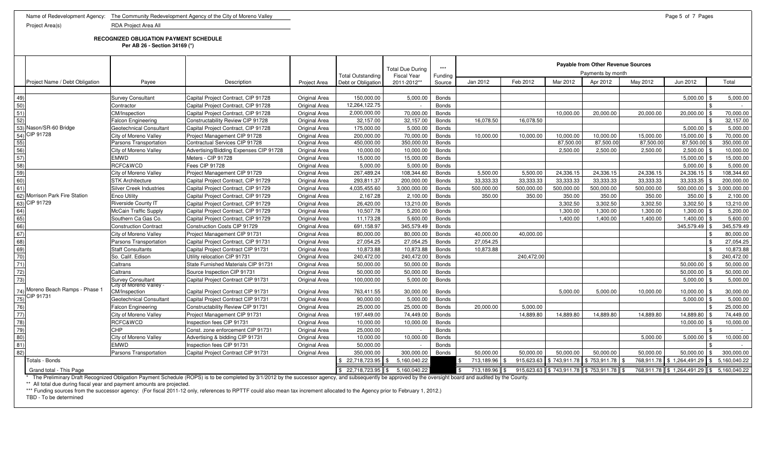Name of Redevelopment Agency: The Community Redevelopment Agency of the City of Moreno Valley

Project Area(s) RDA Project Area All

**RECOGNIZED OBLIGATION PAYMENT SCHEDULE**
**Per AB 26 - Section 34169 (*)**

| | Project Name / Debt Obligation | Payee | Description | Project Area | Total Outstanding Debt or Obligation | Total Due During Fiscal Year 2011-2012** | *** Funding Source | Payable from Other Revenue Sources - Payments by month | | | | | | |
|---|---|---|---|---|---|---|---|---|---|---|---|---|---|---|
| | | | | | | | | Jan 2012 | Feb 2012 | Mar 2012 | Apr 2012 | May 2012 | Jun 2012 | Total |
| 49) | Nason/SR-60 Bridge CIP 91728 | Survey Consultant | Capital Project Contract, CIP 91728 | Original Area | 150,000.00 | 5,000.00 | Bonds | | | | | | 5,000.00 | $ 5,000.00 |
| 50) | | Contractor | Capital Project Contract, CIP 91728 | Original Area | 12,264,122.75 | - | Bonds | | | | | | | $ - |
| 51) | | CM/Inspection | Capital Project Contract, CIP 91728 | Original Area | 2,000,000.00 | 70,000.00 | Bonds | | | 10,000.00 | 20,000.00 | 20,000.00 | 20,000.00 | $ 70,000.00 |
| 52) | | Falcon Engineering | Constructability Review CIP 91728 | Original Area | 32,157.00 | 32,157.00 | Bonds | 16,078.50 | 16,078.50 | | | | | $ 32,157.00 |
| 53) | | Geotechnical Consultant | Capital Project Contract, CIP 91728 | Original Area | 175,000.00 | 5,000.00 | Bonds | | | | | | 5,000.00 | $ 5,000.00 |
| 54) | | City of Moreno Valley | Project Management CIP 91728 | Original Area | 200,000.00 | 70,000.00 | Bonds | 10,000.00 | 10,000.00 | 10,000.00 | 10,000.00 | 15,000.00 | 15,000.00 | $ 70,000.00 |
| 55) | | Parsons Transportation | Contractual Services CIP 91728 | Original Area | 450,000.00 | 350,000.00 | Bonds | | | 87,500.00 | 87,500.00 | 87,500.00 | 87,500.00 | $ 350,000.00 |
| 56) | | City of Moreno Valley | Advertising/Bidding Expenses CIP 91728 | Original Area | 10,000.00 | 10,000.00 | Bonds | | | 2,500.00 | 2,500.00 | 2,500.00 | 2,500.00 | $ 10,000.00 |
| 57) | | EMWD | Meters - CIP 91728 | Original Area | 15,000.00 | 15,000.00 | Bonds | | | | | | 15,000.00 | $ 15,000.00 |
| 58) | | RCFC&WCD | Fees CIP 91728 | Original Area | 5,000.00 | 5,000.00 | Bonds | | | | | | 5,000.00 | $ 5,000.00 |
| 59) | Morrison Park Fire Station CIP 91729 | City of Moreno Valley | Project Management CIP 91729 | Original Area | 267,489.24 | 108,344.60 | Bonds | 5,500.00 | 5,500.00 | 24,336.15 | 24,336.15 | 24,336.15 | 24,336.15 | $ 108,344.60 |
| 60) | | STK Architecture | Capital Project Contract, CIP 91729 | Original Area | 293,811.37 | 200,000.00 | Bonds | 33,333.33 | 33,333.33 | 33,333.33 | 33,333.33 | 33,333.33 | 33,333.35 | $ 200,000.00 |
| 61) | | Silver Creek Industries | Capital Project Contract, CIP 91729 | Original Area | 4,035,455.60 | 3,000,000.00 | Bonds | 500,000.00 | 500,000.00 | 500,000.00 | 500,000.00 | 500,000.00 | 500,000.00 | $ 3,000,000.00 |
| 62) | | Enco Utility | Capital Project Contract, CIP 91729 | Original Area | 2,167.28 | 2,100.00 | Bonds | 350.00 | 350.00 | 350.00 | 350.00 | 350.00 | 350.00 | $ 2,100.00 |
| 63) | | Riverside County IT | Capital Project Contract, CIP 91729 | Original Area | 26,420.00 | 13,210.00 | Bonds | | | 3,302.50 | 3,302.50 | 3,302.50 | 3,302.50 | $ 13,210.00 |
| 64) | | McCain Traffic Supply | Capital Project Contract, CIP 91729 | Original Area | 10,507.78 | 5,200.00 | Bonds | | | 1,300.00 | 1,300.00 | 1,300.00 | 1,300.00 | $ 5,200.00 |
| 65) | | Southern Ca Gas Co. | Capital Project Contract, CIP 91729 | Original Area | 11,173.28 | 5,600.00 | Bonds | | | 1,400.00 | 1,400.00 | 1,400.00 | 1,400.00 | $ 5,600.00 |
| 66) | | Construction Contract | Construction Costs CIP 91729 | Original Area | 691,158.97 | 345,579.49 | Bonds | | | | | | 345,579.49 | $ 345,579.49 |
| 67) | Moreno Beach Ramps - Phase 1 CIP 91731 | City of Moreno Valley | Project Management CIP 91731 | Original Area | 80,000.00 | 80,000.00 | Bonds | 40,000.00 | 40,000.00 | | | | | $ 80,000.00 |
| 68) | | Parsons Transportation | Capital Project Contract, CIP 91731 | Original Area | 27,054.25 | 27,054.25 | Bonds | 27,054.25 | | | | | | $ 27,054.25 |
| 69) | | Staff Consultants | Capital Project Contract CIP 91731 | Original Area | 10,873.88 | 10,873.88 | Bonds | 10,873.88 | | | | | | $ 10,873.88 |
| 70) | | So. Calif. Edison | Utility relocation CIP 91731 | Original Area | 240,472.00 | 240,472.00 | Bonds | | 240,472.00 | | | | | $ 240,472.00 |
| 71) | | Caltrans | State Furnished Materials CIP 91731 | Original Area | 50,000.00 | 50,000.00 | Bonds | | | | | | 50,000.00 | $ 50,000.00 |
| 72) | | Caltrans | Source Inspection CIP 91731 | Original Area | 50,000.00 | 50,000.00 | Bonds | | | | | | 50,000.00 | $ 50,000.00 |
| 73) | | Survey Consultant | Capital Project Contract CIP 91731 | Original Area | 100,000.00 | 5,000.00 | Bonds | | | | | | 5,000.00 | $ 5,000.00 |
| 74) | | City of Moreno Valley - CM/Inspection | Capital Project Contract CIP 91731 | Original Area | 763,411.55 | 30,000.00 | Bonds | | | 5,000.00 | 5,000.00 | 10,000.00 | 10,000.00 | $ 30,000.00 |
| 75) | | Geotechnical Consultant | Capital Project Contract CIP 91731 | Original Area | 90,000.00 | 5,000.00 | Bonds | | | | | | 5,000.00 | $ 5,000.00 |
| 76) | | Falcon Engineering | Constructability Review CIP 91731 | Original Area | 25,000.00 | 25,000.00 | Bonds | 20,000.00 | 5,000.00 | | | | | $ 25,000.00 |
| 77) | | City of Moreno Valley | Project Management CIP 91731 | Original Area | 197,449.00 | 74,449.00 | Bonds | | 14,889.80 | 14,889.80 | 14,889.80 | 14,889.80 | 14,889.80 | $ 74,449.00 |
| 78) | | RCFC&WCD | Inspection fees CIP 91731 | Original Area | 10,000.00 | 10,000.00 | Bonds | | | | | | 10,000.00 | $ 10,000.00 |
| 79) | | CHP | Const. zone enforcement CIP 91731 | Original Area | 25,000.00 | - | Bonds | | | | | | | $ - |
| 80) | | City of Moreno Valley | Advertising & bidding CIP 91731 | Original Area | 10,000.00 | 10,000.00 | Bonds | | | | | 5,000.00 | 5,000.00 | $ 10,000.00 |
| 81) | | EMWD | Inspection fees CIP 91731 | Original Area | 50,000.00 | - | Bonds | | | | | | | $ - |
| 82) | | Parsons Transportation | Capital Project Contract CIP 91731 | Original Area | 350,000.00 | 300,000.00 | Bonds | 50,000.00 | 50,000.00 | 50,000.00 | 50,000.00 | 50,000.00 | 50,000.00 | $ 300,000.00 |
| | Totals - Bonds | | | | $ 22,718,723.95 | $ 5,160,040.22 | | $ 713,189.96 | $ 915,623.63 | $ 743,911.78 | $ 753,911.78 | $ 768,911.78 | $ 1,264,491.29 | $ 5,160,040.22 |
| | Grand total - This Page | | | | $ 22,718,723.95 | $ 5,160,040.22 | | $ 713,189.96 | $ 915,623.63 | $ 743,911.78 | $ 753,911.78 | $ 768,911.78 | $ 1,264,491.29 | $ 5,160,040.22 |

\* The Preliminary Draft Recognized Obligation Payment Schedule (ROPS) is to be completed by 3/1/2012 by the successor agency, and subsequently be approved by the oversight board and audited by the County.

\*\* All total due during fiscal year and payment amounts are projected.

\*\*\* Funding sources from the successor agency: (For fiscal 2011-12 only, references to RPTTF could also mean tax increment allocated to the Agency prior to February 1, 2012.)

TBD - To be determined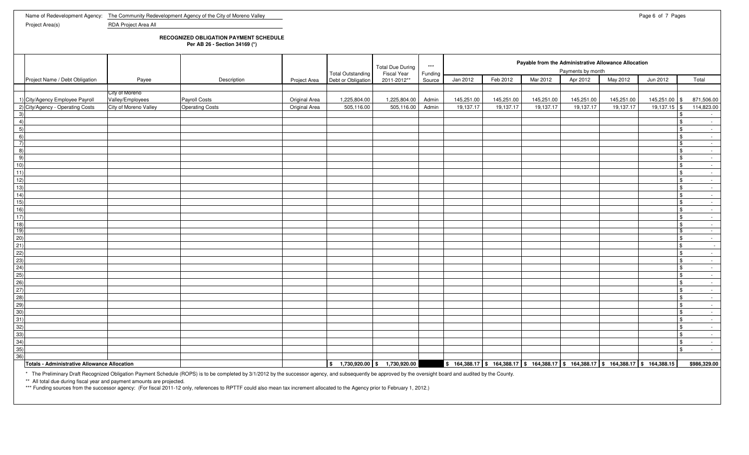Name of Redevelopment Agency: The Community Redevelopment Agency of the City of Moreno Valley

Project Area(s) RDA Project Area All

**RECOGNIZED OBLIGATION PAYMENT SCHEDULE**
**Per AB 26 - Section 34169 (*)**

| | Project Name / Debt Obligation | Payee | Description | Project Area | Total Outstanding Debt or Obligation | Total Due During Fiscal Year 2011-2012** | *** Funding Source | Payable from the Administrative Allowance Allocation — Payments by month: Jan 2012 | Feb 2012 | Mar 2012 | Apr 2012 | May 2012 | Jun 2012 | Total |
|---|---|---|---|---|---|---|---|---|---|---|---|---|---|---|
| 1) | City/Agency Employee Payroll | City of Moreno Valley/Employees | Payroll Costs | Original Area | 1,225,804.00 | 1,225,804.00 | Admin | 145,251.00 | 145,251.00 | 145,251.00 | 145,251.00 | 145,251.00 | 145,251.00 | $ 871,506.00 |
| 2) | City/Agency - Operating Costs | City of Moreno Valley | Operating Costs | Original Area | 505,116.00 | 505,116.00 | Admin | 19,137.17 | 19,137.17 | 19,137.17 | 19,137.17 | 19,137.17 | 19,137.15 | $ 114,823.00 |
| 3) | | | | | | | | | | | | | | $ - |
| 4) | | | | | | | | | | | | | | $ - |
| 5) | | | | | | | | | | | | | | $ - |
| 6) | | | | | | | | | | | | | | $ - |
| 7) | | | | | | | | | | | | | | $ - |
| 8) | | | | | | | | | | | | | | $ - |
| 9) | | | | | | | | | | | | | | $ - |
| 10) | | | | | | | | | | | | | | $ - |
| 11) | | | | | | | | | | | | | | $ - |
| 12) | | | | | | | | | | | | | | $ - |
| 13) | | | | | | | | | | | | | | $ - |
| 14) | | | | | | | | | | | | | | $ - |
| 15) | | | | | | | | | | | | | | $ - |
| 16) | | | | | | | | | | | | | | $ - |
| 17) | | | | | | | | | | | | | | $ - |
| 18) | | | | | | | | | | | | | | $ - |
| 19) | | | | | | | | | | | | | | $ - |
| 20) | | | | | | | | | | | | | | $ - |
| 21) | | | | | | | | | | | | | | $ - |
| 22) | | | | | | | | | | | | | | $ - |
| 23) | | | | | | | | | | | | | | $ - |
| 24) | | | | | | | | | | | | | | $ - |
| 25) | | | | | | | | | | | | | | $ - |
| 26) | | | | | | | | | | | | | | $ - |
| 27) | | | | | | | | | | | | | | $ - |
| 28) | | | | | | | | | | | | | | $ - |
| 29) | | | | | | | | | | | | | | $ - |
| 30) | | | | | | | | | | | | | | $ - |
| 31) | | | | | | | | | | | | | | $ - |
| 32) | | | | | | | | | | | | | | $ - |
| 33) | | | | | | | | | | | | | | $ - |
| 34) | | | | | | | | | | | | | | $ - |
| 35) | | | | | | | | | | | | | | $ - |
| 36) | | | | | | | | | | | | | | |
| | **Totals - Administrative Allowance Allocation** | | | | **$ 1,730,920.00** | **$ 1,730,920.00** | | **$ 164,388.17** | **$ 164,388.17** | **$ 164,388.17** | **$ 164,388.17** | **$ 164,388.17** | **$ 164,388.15** | **$986,329.00** |

\* The Preliminary Draft Recognized Obligation Payment Schedule (ROPS) is to be completed by 3/1/2012 by the successor agency, and subsequently be approved by the oversight board and audited by the County.

** All total due during fiscal year and payment amounts are projected.

*** Funding sources from the successor agency: (For fiscal 2011-12 only, references to RPTTF could also mean tax increment allocated to the Agency prior to February 1, 2012.)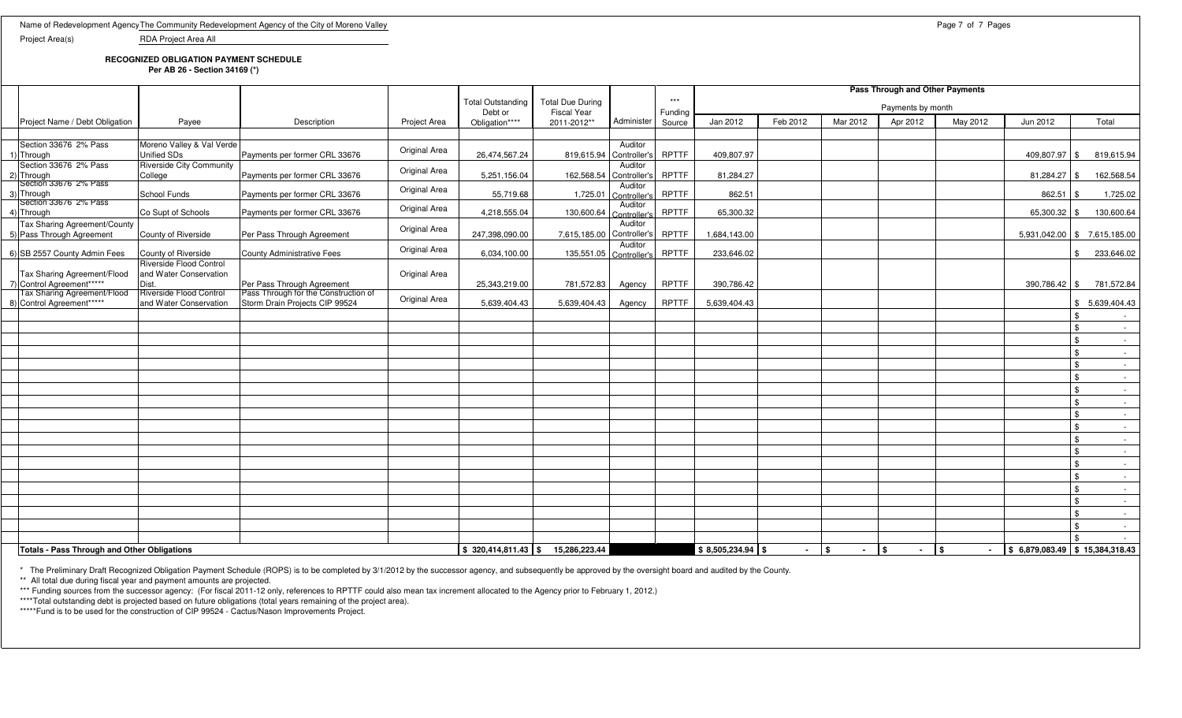Name of Redevelopment Agency The Community Redevelopment Agency of the City of Moreno Valley

Project Area(s) RDA Project Area All

**RECOGNIZED OBLIGATION PAYMENT SCHEDULE**
**Per AB 26 - Section 34169 (*)**

| | | | | | | | | Pass Through and Other Payments | | | | | | |
|---|---|---|---|---|---|---|---|---|---|---|---|---|---|---|
| | | | | | | | | Payments by month | | | | | | |
| Project Name / Debt Obligation | Payee | Description | Project Area | Total Outstanding Debt or Obligation**** | Total Due During Fiscal Year 2011-2012** | Administer | *** Funding Source | Jan 2012 | Feb 2012 | Mar 2012 | Apr 2012 | May 2012 | Jun 2012 | Total |
| 1) Section 33676 2% Pass Through | Moreno Valley & Val Verde Unified SDs | Payments per former CRL 33676 | Original Area | 26,474,567.24 | 819,615.94 | Auditor Controller's | RPTTF | 409,807.97 | | | | | 409,807.97 | $ 819,615.94 |
| 2) Section 33676 2% Pass Through | Riverside City Community College | Payments per former CRL 33676 | Original Area | 5,251,156.04 | 162,568.54 | Auditor Controller's | RPTTF | 81,284.27 | | | | | 81,284.27 | $ 162,568.54 |
| 3) Section 33676 2% Pass Through | School Funds | Payments per former CRL 33676 | Original Area | 55,719.68 | 1,725.01 | Auditor Controller's | RPTTF | 862.51 | | | | | 862.51 | $ 1,725.02 |
| 4) Section 33676 2% Pass Through | Co Supt of Schools | Payments per former CRL 33676 | Original Area | 4,218,555.04 | 130,600.64 | Auditor Controller's | RPTTF | 65,300.32 | | | | | 65,300.32 | $ 130,600.64 |
| 5) Tax Sharing Agreement/County Pass Through Agreement | County of Riverside | Per Pass Through Agreement | Original Area | 247,398,090.00 | 7,615,185.00 | Auditor Controller's | RPTTF | 1,684,143.00 | | | | | 5,931,042.00 | $ 7,615,185.00 |
| 6) SB 2557 County Admin Fees | County of Riverside | County Administrative Fees | Original Area | 6,034,100.00 | 135,551.05 | Auditor Controller's | RPTTF | 233,646.02 | | | | | | $ 233,646.02 |
| 7) Tax Sharing Agreement/Flood Control Agreement***** | Riverside Flood Control and Water Conservation Dist. | Per Pass Through Agreement | Original Area | 25,343,219.00 | 781,572.83 | Agency | RPTTF | 390,786.42 | | | | | 390,786.42 | $ 781,572.84 |
| 8) Tax Sharing Agreement/Flood Control Agreement***** | Riverside Flood Control and Water Conservation | Pass Through for the Construction of Storm Drain Projects CIP 99524 | Original Area | 5,639,404.43 | 5,639,404.43 | Agency | RPTTF | 5,639,404.43 | | | | | | $ 5,639,404.43 |
| | | | | | | | | | | | | | | $ - |
| | | | | | | | | | | | | | | $ - |
| | | | | | | | | | | | | | | $ - |
| | | | | | | | | | | | | | | $ - |
| | | | | | | | | | | | | | | $ - |
| | | | | | | | | | | | | | | $ - |
| | | | | | | | | | | | | | | $ - |
| | | | | | | | | | | | | | | $ - |
| | | | | | | | | | | | | | | $ - |
| | | | | | | | | | | | | | | $ - |
| | | | | | | | | | | | | | | $ - |
| | | | | | | | | | | | | | | $ - |
| | | | | | | | | | | | | | | $ - |
| | | | | | | | | | | | | | | $ - |
| | | | | | | | | | | | | | | $ - |
| | | | | | | | | | | | | | | $ - |
| | | | | | | | | | | | | | | $ - |
| | | | | | | | | | | | | | | $ - |
| **Totals - Pass Through and Other Obligations** | | | | **$ 320,414,811.43** | **$ 15,286,223.44** | | | **$ 8,505,234.94** | **$ -** | **$ -** | **$ -** | **$ -** | **$ 6,879,083.49** | **$ 15,384,318.43** |

\* The Preliminary Draft Recognized Obligation Payment Schedule (ROPS) is to be completed by 3/1/2012 by the successor agency, and subsequently be approved by the oversight board and audited by the County.

** All total due during fiscal year and payment amounts are projected.

*** Funding sources from the successor agency: (For fiscal 2011-12 only, references to RPTTF could also mean tax increment allocated to the Agency prior to February 1, 2012.)

****Total outstanding debt is projected based on future obligations (total years remaining of the project area).

*****Fund is to be used for the construction of CIP 99524 - Cactus/Nason Improvements Project.